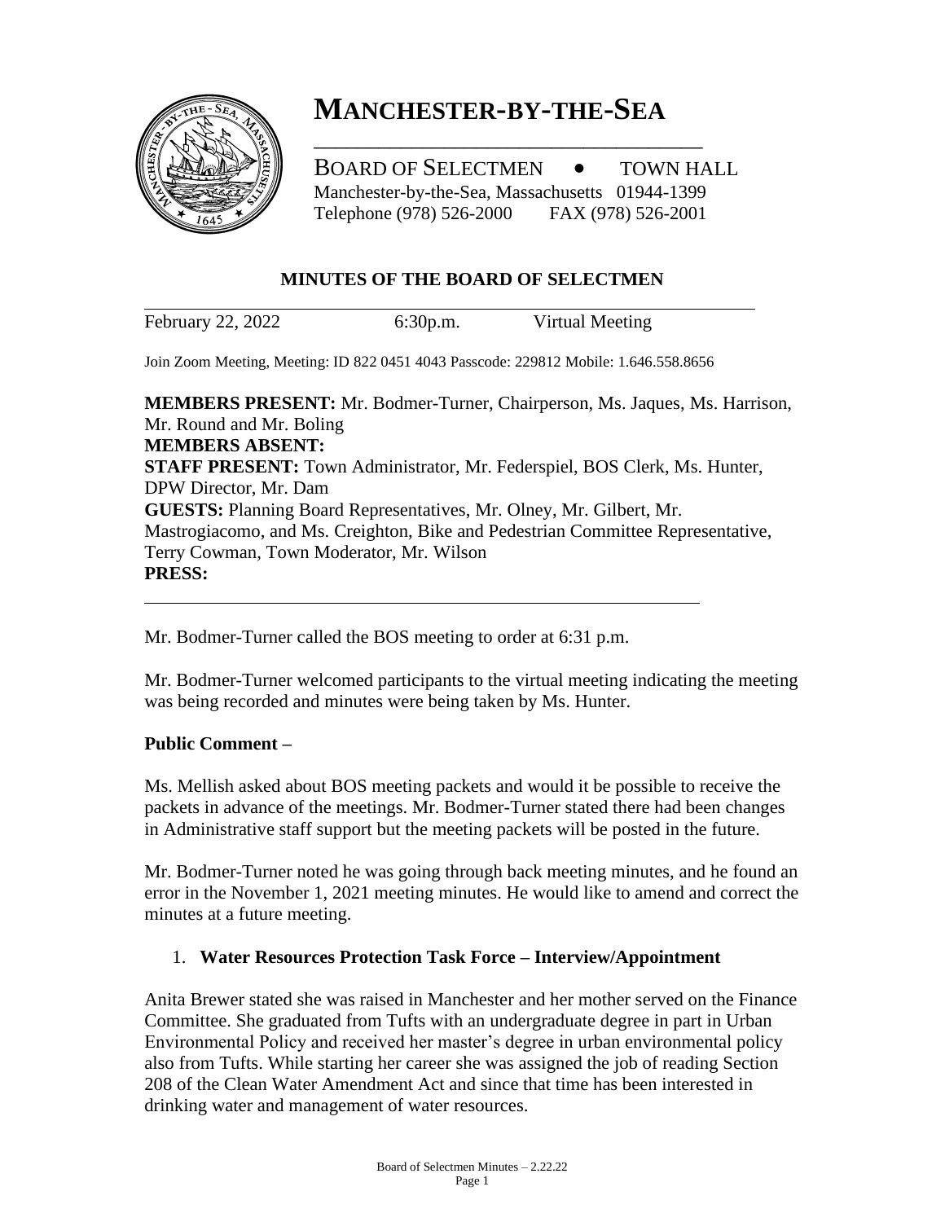# MANCHESTER-BY-THE-SEA

BOARD OF SELECTMEN • TOWN HALL
Manchester-by-the-Sea, Massachusetts 01944-1399
Telephone (978) 526-2000 FAX (978) 526-2001

## MINUTES OF THE BOARD OF SELECTMEN

February 22, 2022 6:30p.m. Virtual Meeting

Join Zoom Meeting, Meeting: ID 822 0451 4043 Passcode: 229812 Mobile: 1.646.558.8656

**MEMBERS PRESENT:** Mr. Bodmer-Turner, Chairperson, Ms. Jaques, Ms. Harrison, Mr. Round and Mr. Boling
**MEMBERS ABSENT:**
**STAFF PRESENT:** Town Administrator, Mr. Federspiel, BOS Clerk, Ms. Hunter, DPW Director, Mr. Dam
**GUESTS:** Planning Board Representatives, Mr. Olney, Mr. Gilbert, Mr. Mastrogiacomo, and Ms. Creighton, Bike and Pedestrian Committee Representative, Terry Cowman, Town Moderator, Mr. Wilson
**PRESS:**

Mr. Bodmer-Turner called the BOS meeting to order at 6:31 p.m.

Mr. Bodmer-Turner welcomed participants to the virtual meeting indicating the meeting was being recorded and minutes were being taken by Ms. Hunter.

**Public Comment –**

Ms. Mellish asked about BOS meeting packets and would it be possible to receive the packets in advance of the meetings. Mr. Bodmer-Turner stated there had been changes in Administrative staff support but the meeting packets will be posted in the future.

Mr. Bodmer-Turner noted he was going through back meeting minutes, and he found an error in the November 1, 2021 meeting minutes. He would like to amend and correct the minutes at a future meeting.

1. **Water Resources Protection Task Force – Interview/Appointment**

Anita Brewer stated she was raised in Manchester and her mother served on the Finance Committee. She graduated from Tufts with an undergraduate degree in part in Urban Environmental Policy and received her master's degree in urban environmental policy also from Tufts. While starting her career she was assigned the job of reading Section 208 of the Clean Water Amendment Act and since that time has been interested in drinking water and management of water resources.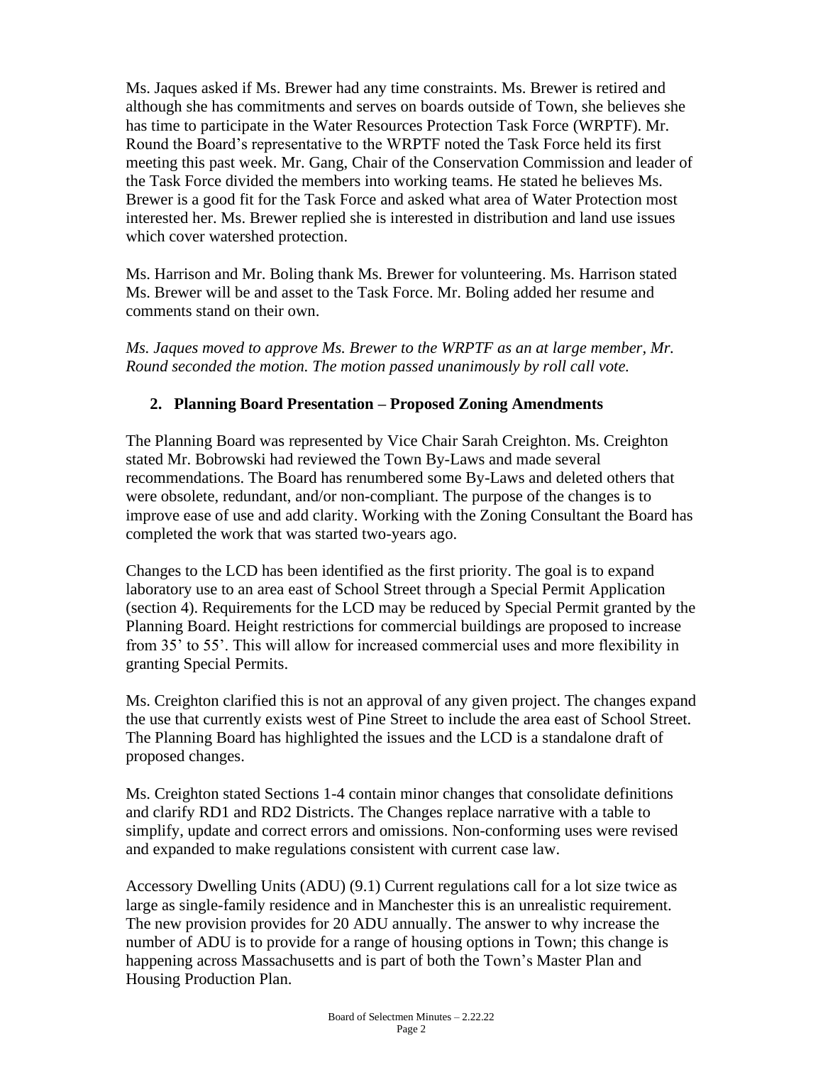Ms. Jaques asked if Ms. Brewer had any time constraints. Ms. Brewer is retired and although she has commitments and serves on boards outside of Town, she believes she has time to participate in the Water Resources Protection Task Force (WRPTF). Mr. Round the Board's representative to the WRPTF noted the Task Force held its first meeting this past week. Mr. Gang, Chair of the Conservation Commission and leader of the Task Force divided the members into working teams. He stated he believes Ms. Brewer is a good fit for the Task Force and asked what area of Water Protection most interested her. Ms. Brewer replied she is interested in distribution and land use issues which cover watershed protection.

Ms. Harrison and Mr. Boling thank Ms. Brewer for volunteering. Ms. Harrison stated Ms. Brewer will be and asset to the Task Force. Mr. Boling added her resume and comments stand on their own.

*Ms. Jaques moved to approve Ms. Brewer to the WRPTF as an at large member, Mr. Round seconded the motion. The motion passed unanimously by roll call vote.*

2. **Planning Board Presentation – Proposed Zoning Amendments**

The Planning Board was represented by Vice Chair Sarah Creighton. Ms. Creighton stated Mr. Bobrowski had reviewed the Town By-Laws and made several recommendations. The Board has renumbered some By-Laws and deleted others that were obsolete, redundant, and/or non-compliant. The purpose of the changes is to improve ease of use and add clarity. Working with the Zoning Consultant the Board has completed the work that was started two-years ago.

Changes to the LCD has been identified as the first priority. The goal is to expand laboratory use to an area east of School Street through a Special Permit Application (section 4). Requirements for the LCD may be reduced by Special Permit granted by the Planning Board. Height restrictions for commercial buildings are proposed to increase from 35' to 55'. This will allow for increased commercial uses and more flexibility in granting Special Permits.

Ms. Creighton clarified this is not an approval of any given project. The changes expand the use that currently exists west of Pine Street to include the area east of School Street. The Planning Board has highlighted the issues and the LCD is a standalone draft of proposed changes.

Ms. Creighton stated Sections 1-4 contain minor changes that consolidate definitions and clarify RD1 and RD2 Districts. The Changes replace narrative with a table to simplify, update and correct errors and omissions. Non-conforming uses were revised and expanded to make regulations consistent with current case law.

Accessory Dwelling Units (ADU) (9.1) Current regulations call for a lot size twice as large as single-family residence and in Manchester this is an unrealistic requirement. The new provision provides for 20 ADU annually. The answer to why increase the number of ADU is to provide for a range of housing options in Town; this change is happening across Massachusetts and is part of both the Town's Master Plan and Housing Production Plan.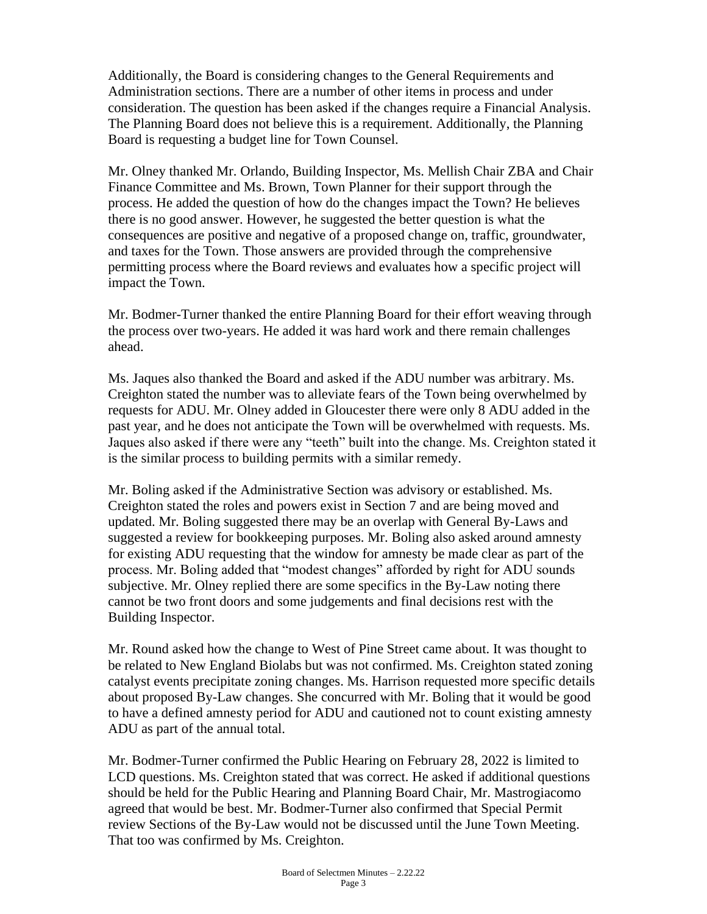Additionally, the Board is considering changes to the General Requirements and Administration sections. There are a number of other items in process and under consideration. The question has been asked if the changes require a Financial Analysis. The Planning Board does not believe this is a requirement. Additionally, the Planning Board is requesting a budget line for Town Counsel.

Mr. Olney thanked Mr. Orlando, Building Inspector, Ms. Mellish Chair ZBA and Chair Finance Committee and Ms. Brown, Town Planner for their support through the process. He added the question of how do the changes impact the Town? He believes there is no good answer. However, he suggested the better question is what the consequences are positive and negative of a proposed change on, traffic, groundwater, and taxes for the Town. Those answers are provided through the comprehensive permitting process where the Board reviews and evaluates how a specific project will impact the Town.

Mr. Bodmer-Turner thanked the entire Planning Board for their effort weaving through the process over two-years. He added it was hard work and there remain challenges ahead.

Ms. Jaques also thanked the Board and asked if the ADU number was arbitrary. Ms. Creighton stated the number was to alleviate fears of the Town being overwhelmed by requests for ADU. Mr. Olney added in Gloucester there were only 8 ADU added in the past year, and he does not anticipate the Town will be overwhelmed with requests. Ms. Jaques also asked if there were any "teeth" built into the change. Ms. Creighton stated it is the similar process to building permits with a similar remedy.

Mr. Boling asked if the Administrative Section was advisory or established. Ms. Creighton stated the roles and powers exist in Section 7 and are being moved and updated. Mr. Boling suggested there may be an overlap with General By-Laws and suggested a review for bookkeeping purposes. Mr. Boling also asked around amnesty for existing ADU requesting that the window for amnesty be made clear as part of the process. Mr. Boling added that "modest changes" afforded by right for ADU sounds subjective. Mr. Olney replied there are some specifics in the By-Law noting there cannot be two front doors and some judgements and final decisions rest with the Building Inspector.

Mr. Round asked how the change to West of Pine Street came about. It was thought to be related to New England Biolabs but was not confirmed. Ms. Creighton stated zoning catalyst events precipitate zoning changes. Ms. Harrison requested more specific details about proposed By-Law changes. She concurred with Mr. Boling that it would be good to have a defined amnesty period for ADU and cautioned not to count existing amnesty ADU as part of the annual total.

Mr. Bodmer-Turner confirmed the Public Hearing on February 28, 2022 is limited to LCD questions. Ms. Creighton stated that was correct. He asked if additional questions should be held for the Public Hearing and Planning Board Chair, Mr. Mastrogiacomo agreed that would be best. Mr. Bodmer-Turner also confirmed that Special Permit review Sections of the By-Law would not be discussed until the June Town Meeting. That too was confirmed by Ms. Creighton.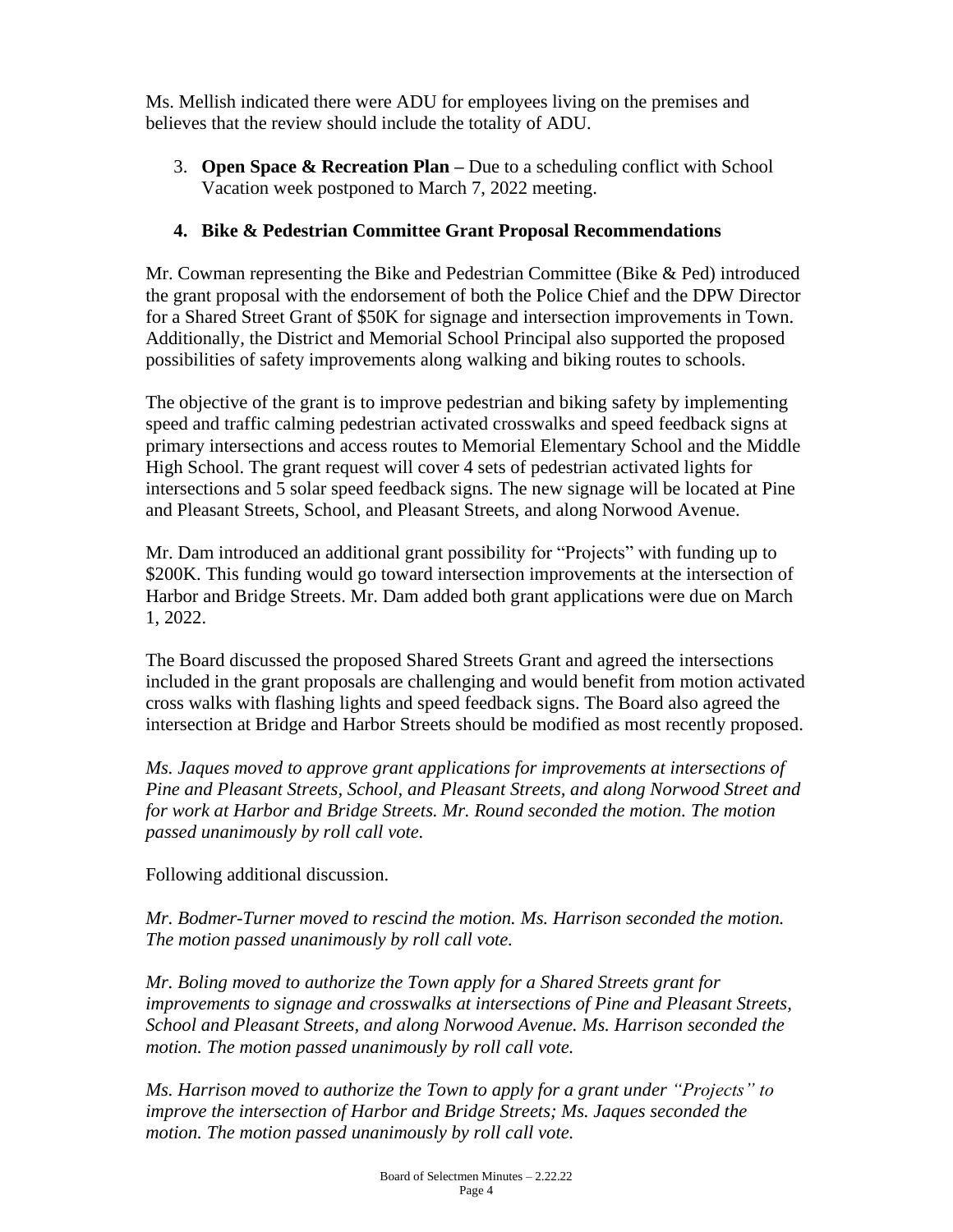Ms. Mellish indicated there were ADU for employees living on the premises and believes that the review should include the totality of ADU.

3. **Open Space & Recreation Plan –** Due to a scheduling conflict with School Vacation week postponed to March 7, 2022 meeting.

4. **Bike & Pedestrian Committee Grant Proposal Recommendations**

Mr. Cowman representing the Bike and Pedestrian Committee (Bike & Ped) introduced the grant proposal with the endorsement of both the Police Chief and the DPW Director for a Shared Street Grant of $50K for signage and intersection improvements in Town. Additionally, the District and Memorial School Principal also supported the proposed possibilities of safety improvements along walking and biking routes to schools.

The objective of the grant is to improve pedestrian and biking safety by implementing speed and traffic calming pedestrian activated crosswalks and speed feedback signs at primary intersections and access routes to Memorial Elementary School and the Middle High School. The grant request will cover 4 sets of pedestrian activated lights for intersections and 5 solar speed feedback signs. The new signage will be located at Pine and Pleasant Streets, School, and Pleasant Streets, and along Norwood Avenue.

Mr. Dam introduced an additional grant possibility for "Projects" with funding up to $200K. This funding would go toward intersection improvements at the intersection of Harbor and Bridge Streets. Mr. Dam added both grant applications were due on March 1, 2022.

The Board discussed the proposed Shared Streets Grant and agreed the intersections included in the grant proposals are challenging and would benefit from motion activated cross walks with flashing lights and speed feedback signs. The Board also agreed the intersection at Bridge and Harbor Streets should be modified as most recently proposed.

*Ms. Jaques moved to approve grant applications for improvements at intersections of Pine and Pleasant Streets, School, and Pleasant Streets, and along Norwood Street and for work at Harbor and Bridge Streets. Mr. Round seconded the motion. The motion passed unanimously by roll call vote.*

Following additional discussion.

*Mr. Bodmer-Turner moved to rescind the motion. Ms. Harrison seconded the motion. The motion passed unanimously by roll call vote.*

*Mr. Boling moved to authorize the Town apply for a Shared Streets grant for improvements to signage and crosswalks at intersections of Pine and Pleasant Streets, School and Pleasant Streets, and along Norwood Avenue. Ms. Harrison seconded the motion. The motion passed unanimously by roll call vote.*

*Ms. Harrison moved to authorize the Town to apply for a grant under "Projects" to improve the intersection of Harbor and Bridge Streets; Ms. Jaques seconded the motion. The motion passed unanimously by roll call vote.*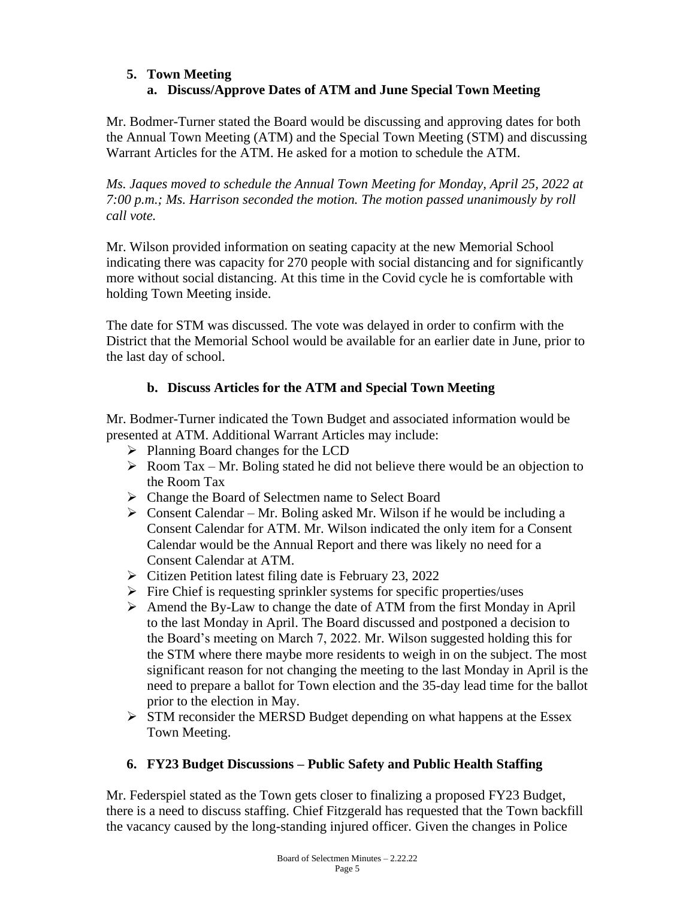5. **Town Meeting**
   a. **Discuss/Approve Dates of ATM and June Special Town Meeting**

Mr. Bodmer-Turner stated the Board would be discussing and approving dates for both the Annual Town Meeting (ATM) and the Special Town Meeting (STM) and discussing Warrant Articles for the ATM. He asked for a motion to schedule the ATM.

*Ms. Jaques moved to schedule the Annual Town Meeting for Monday, April 25, 2022 at 7:00 p.m.; Ms. Harrison seconded the motion. The motion passed unanimously by roll call vote.*

Mr. Wilson provided information on seating capacity at the new Memorial School indicating there was capacity for 270 people with social distancing and for significantly more without social distancing. At this time in the Covid cycle he is comfortable with holding Town Meeting inside.

The date for STM was discussed. The vote was delayed in order to confirm with the District that the Memorial School would be available for an earlier date in June, prior to the last day of school.

   b. **Discuss Articles for the ATM and Special Town Meeting**

Mr. Bodmer-Turner indicated the Town Budget and associated information would be presented at ATM. Additional Warrant Articles may include:

- Planning Board changes for the LCD
- Room Tax – Mr. Boling stated he did not believe there would be an objection to the Room Tax
- Change the Board of Selectmen name to Select Board
- Consent Calendar – Mr. Boling asked Mr. Wilson if he would be including a Consent Calendar for ATM. Mr. Wilson indicated the only item for a Consent Calendar would be the Annual Report and there was likely no need for a Consent Calendar at ATM.
- Citizen Petition latest filing date is February 23, 2022
- Fire Chief is requesting sprinkler systems for specific properties/uses
- Amend the By-Law to change the date of ATM from the first Monday in April to the last Monday in April. The Board discussed and postponed a decision to the Board's meeting on March 7, 2022. Mr. Wilson suggested holding this for the STM where there maybe more residents to weigh in on the subject. The most significant reason for not changing the meeting to the last Monday in April is the need to prepare a ballot for Town election and the 35-day lead time for the ballot prior to the election in May.
- STM reconsider the MERSD Budget depending on what happens at the Essex Town Meeting.

6. **FY23 Budget Discussions – Public Safety and Public Health Staffing**

Mr. Federspiel stated as the Town gets closer to finalizing a proposed FY23 Budget, there is a need to discuss staffing. Chief Fitzgerald has requested that the Town backfill the vacancy caused by the long-standing injured officer. Given the changes in Police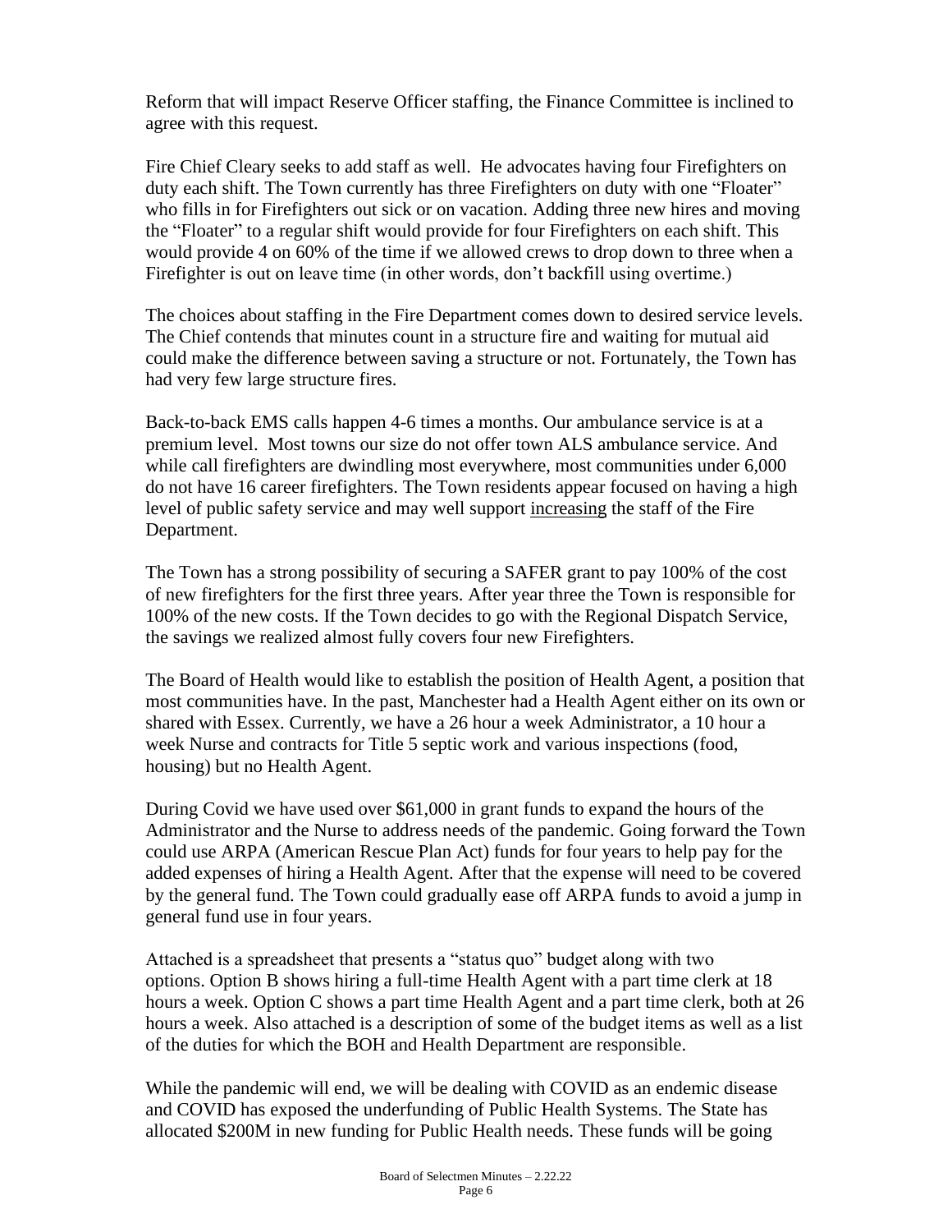Reform that will impact Reserve Officer staffing, the Finance Committee is inclined to agree with this request.

Fire Chief Cleary seeks to add staff as well. He advocates having four Firefighters on duty each shift. The Town currently has three Firefighters on duty with one "Floater" who fills in for Firefighters out sick or on vacation. Adding three new hires and moving the "Floater" to a regular shift would provide for four Firefighters on each shift. This would provide 4 on 60% of the time if we allowed crews to drop down to three when a Firefighter is out on leave time (in other words, don't backfill using overtime.)

The choices about staffing in the Fire Department comes down to desired service levels. The Chief contends that minutes count in a structure fire and waiting for mutual aid could make the difference between saving a structure or not. Fortunately, the Town has had very few large structure fires.

Back-to-back EMS calls happen 4-6 times a months. Our ambulance service is at a premium level. Most towns our size do not offer town ALS ambulance service. And while call firefighters are dwindling most everywhere, most communities under 6,000 do not have 16 career firefighters. The Town residents appear focused on having a high level of public safety service and may well support <u>increasing</u> the staff of the Fire Department.

The Town has a strong possibility of securing a SAFER grant to pay 100% of the cost of new firefighters for the first three years. After year three the Town is responsible for 100% of the new costs. If the Town decides to go with the Regional Dispatch Service, the savings we realized almost fully covers four new Firefighters.

The Board of Health would like to establish the position of Health Agent, a position that most communities have. In the past, Manchester had a Health Agent either on its own or shared with Essex. Currently, we have a 26 hour a week Administrator, a 10 hour a week Nurse and contracts for Title 5 septic work and various inspections (food, housing) but no Health Agent.

During Covid we have used over $61,000 in grant funds to expand the hours of the Administrator and the Nurse to address needs of the pandemic. Going forward the Town could use ARPA (American Rescue Plan Act) funds for four years to help pay for the added expenses of hiring a Health Agent. After that the expense will need to be covered by the general fund. The Town could gradually ease off ARPA funds to avoid a jump in general fund use in four years.

Attached is a spreadsheet that presents a "status quo" budget along with two options. Option B shows hiring a full-time Health Agent with a part time clerk at 18 hours a week. Option C shows a part time Health Agent and a part time clerk, both at 26 hours a week. Also attached is a description of some of the budget items as well as a list of the duties for which the BOH and Health Department are responsible.

While the pandemic will end, we will be dealing with COVID as an endemic disease and COVID has exposed the underfunding of Public Health Systems. The State has allocated $200M in new funding for Public Health needs. These funds will be going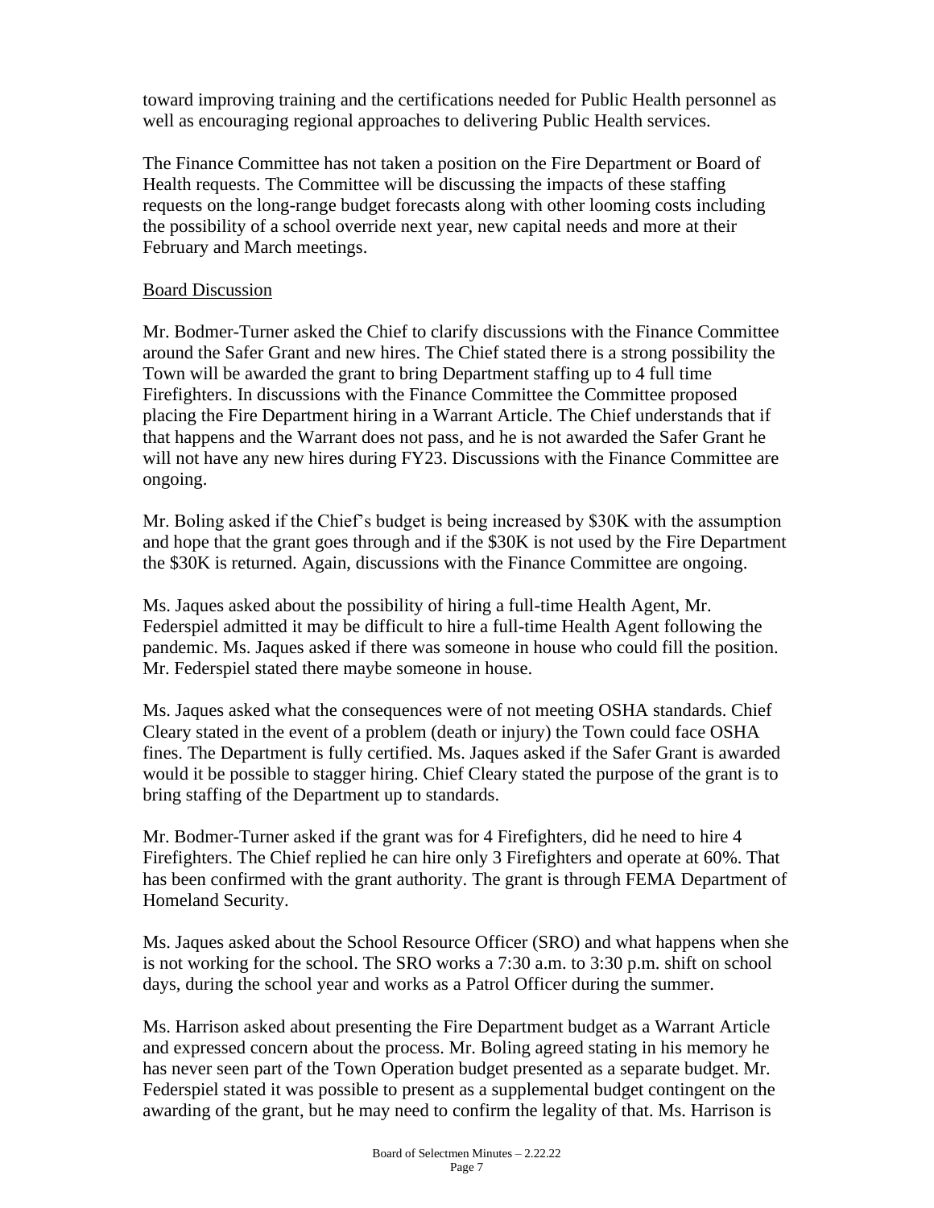toward improving training and the certifications needed for Public Health personnel as well as encouraging regional approaches to delivering Public Health services.

The Finance Committee has not taken a position on the Fire Department or Board of Health requests. The Committee will be discussing the impacts of these staffing requests on the long-range budget forecasts along with other looming costs including the possibility of a school override next year, new capital needs and more at their February and March meetings.

Board Discussion

Mr. Bodmer-Turner asked the Chief to clarify discussions with the Finance Committee around the Safer Grant and new hires. The Chief stated there is a strong possibility the Town will be awarded the grant to bring Department staffing up to 4 full time Firefighters. In discussions with the Finance Committee the Committee proposed placing the Fire Department hiring in a Warrant Article. The Chief understands that if that happens and the Warrant does not pass, and he is not awarded the Safer Grant he will not have any new hires during FY23. Discussions with the Finance Committee are ongoing.

Mr. Boling asked if the Chief's budget is being increased by \$30K with the assumption and hope that the grant goes through and if the \$30K is not used by the Fire Department the \$30K is returned. Again, discussions with the Finance Committee are ongoing.

Ms. Jaques asked about the possibility of hiring a full-time Health Agent, Mr. Federspiel admitted it may be difficult to hire a full-time Health Agent following the pandemic. Ms. Jaques asked if there was someone in house who could fill the position. Mr. Federspiel stated there maybe someone in house.

Ms. Jaques asked what the consequences were of not meeting OSHA standards. Chief Cleary stated in the event of a problem (death or injury) the Town could face OSHA fines. The Department is fully certified. Ms. Jaques asked if the Safer Grant is awarded would it be possible to stagger hiring. Chief Cleary stated the purpose of the grant is to bring staffing of the Department up to standards.

Mr. Bodmer-Turner asked if the grant was for 4 Firefighters, did he need to hire 4 Firefighters. The Chief replied he can hire only 3 Firefighters and operate at 60%. That has been confirmed with the grant authority. The grant is through FEMA Department of Homeland Security.

Ms. Jaques asked about the School Resource Officer (SRO) and what happens when she is not working for the school. The SRO works a 7:30 a.m. to 3:30 p.m. shift on school days, during the school year and works as a Patrol Officer during the summer.

Ms. Harrison asked about presenting the Fire Department budget as a Warrant Article and expressed concern about the process. Mr. Boling agreed stating in his memory he has never seen part of the Town Operation budget presented as a separate budget. Mr. Federspiel stated it was possible to present as a supplemental budget contingent on the awarding of the grant, but he may need to confirm the legality of that. Ms. Harrison is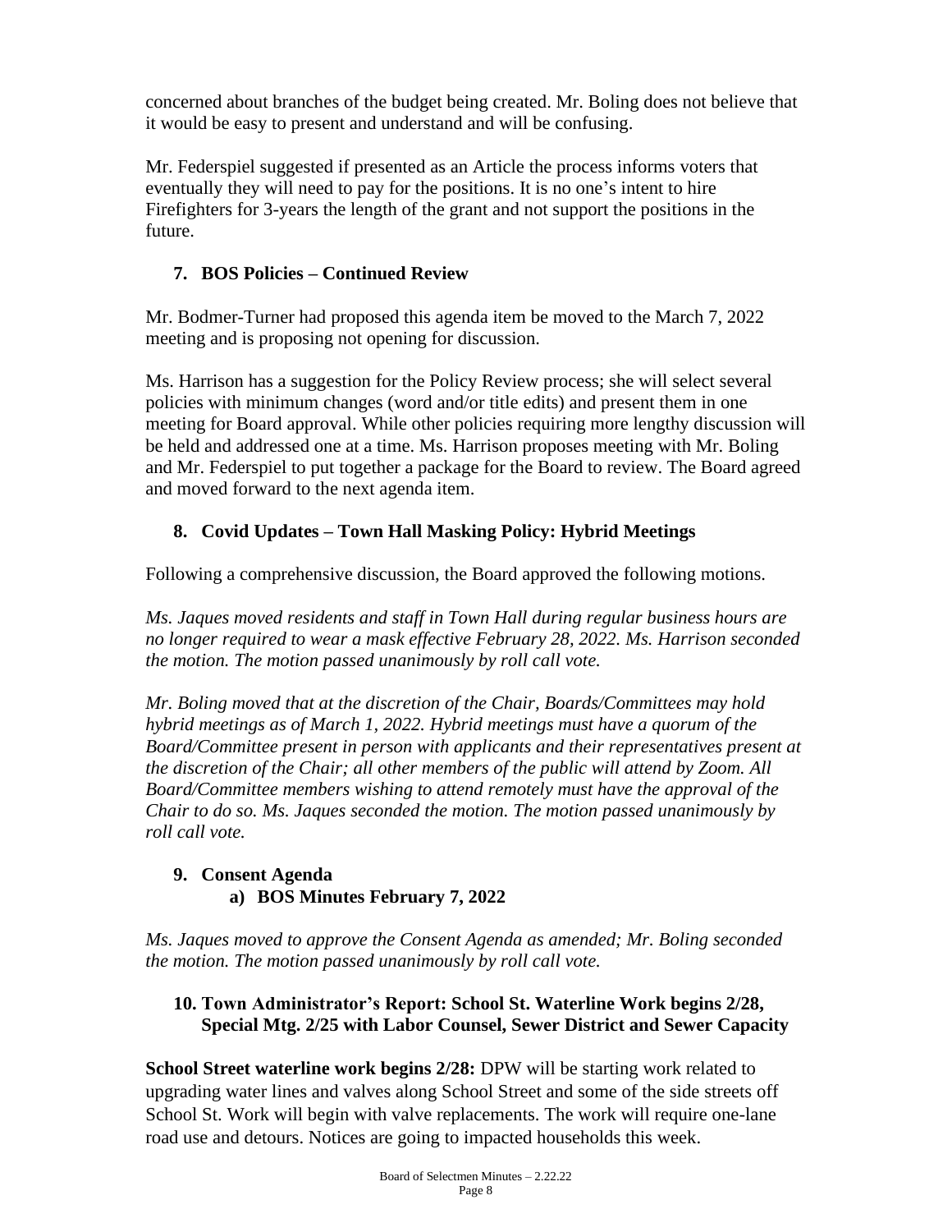concerned about branches of the budget being created. Mr. Boling does not believe that it would be easy to present and understand and will be confusing.

Mr. Federspiel suggested if presented as an Article the process informs voters that eventually they will need to pay for the positions. It is no one's intent to hire Firefighters for 3-years the length of the grant and not support the positions in the future.

### 7. BOS Policies – Continued Review

Mr. Bodmer-Turner had proposed this agenda item be moved to the March 7, 2022 meeting and is proposing not opening for discussion.

Ms. Harrison has a suggestion for the Policy Review process; she will select several policies with minimum changes (word and/or title edits) and present them in one meeting for Board approval. While other policies requiring more lengthy discussion will be held and addressed one at a time. Ms. Harrison proposes meeting with Mr. Boling and Mr. Federspiel to put together a package for the Board to review. The Board agreed and moved forward to the next agenda item.

### 8. Covid Updates – Town Hall Masking Policy: Hybrid Meetings

Following a comprehensive discussion, the Board approved the following motions.

*Ms. Jaques moved residents and staff in Town Hall during regular business hours are no longer required to wear a mask effective February 28, 2022. Ms. Harrison seconded the motion. The motion passed unanimously by roll call vote.*

*Mr. Boling moved that at the discretion of the Chair, Boards/Committees may hold hybrid meetings as of March 1, 2022. Hybrid meetings must have a quorum of the Board/Committee present in person with applicants and their representatives present at the discretion of the Chair; all other members of the public will attend by Zoom. All Board/Committee members wishing to attend remotely must have the approval of the Chair to do so. Ms. Jaques seconded the motion. The motion passed unanimously by roll call vote.*

### 9. Consent Agenda

**a) BOS Minutes February 7, 2022**

*Ms. Jaques moved to approve the Consent Agenda as amended; Mr. Boling seconded the motion. The motion passed unanimously by roll call vote.*

### 10. Town Administrator's Report: School St. Waterline Work begins 2/28, Special Mtg. 2/25 with Labor Counsel, Sewer District and Sewer Capacity

**School Street waterline work begins 2/28:** DPW will be starting work related to upgrading water lines and valves along School Street and some of the side streets off School St. Work will begin with valve replacements. The work will require one-lane road use and detours. Notices are going to impacted households this week.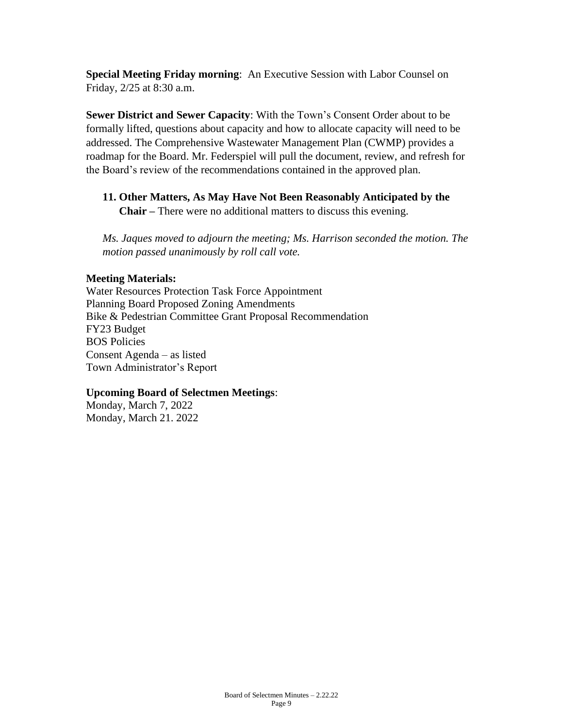**Special Meeting Friday morning**: An Executive Session with Labor Counsel on Friday, 2/25 at 8:30 a.m.

**Sewer District and Sewer Capacity**: With the Town's Consent Order about to be formally lifted, questions about capacity and how to allocate capacity will need to be addressed. The Comprehensive Wastewater Management Plan (CWMP) provides a roadmap for the Board. Mr. Federspiel will pull the document, review, and refresh for the Board's review of the recommendations contained in the approved plan.

11. **Other Matters, As May Have Not Been Reasonably Anticipated by the Chair –** There were no additional matters to discuss this evening.

*Ms. Jaques moved to adjourn the meeting; Ms. Harrison seconded the motion. The motion passed unanimously by roll call vote.*

**Meeting Materials:**
Water Resources Protection Task Force Appointment
Planning Board Proposed Zoning Amendments
Bike & Pedestrian Committee Grant Proposal Recommendation
FY23 Budget
BOS Policies
Consent Agenda – as listed
Town Administrator's Report

**Upcoming Board of Selectmen Meetings**:
Monday, March 7, 2022
Monday, March 21. 2022